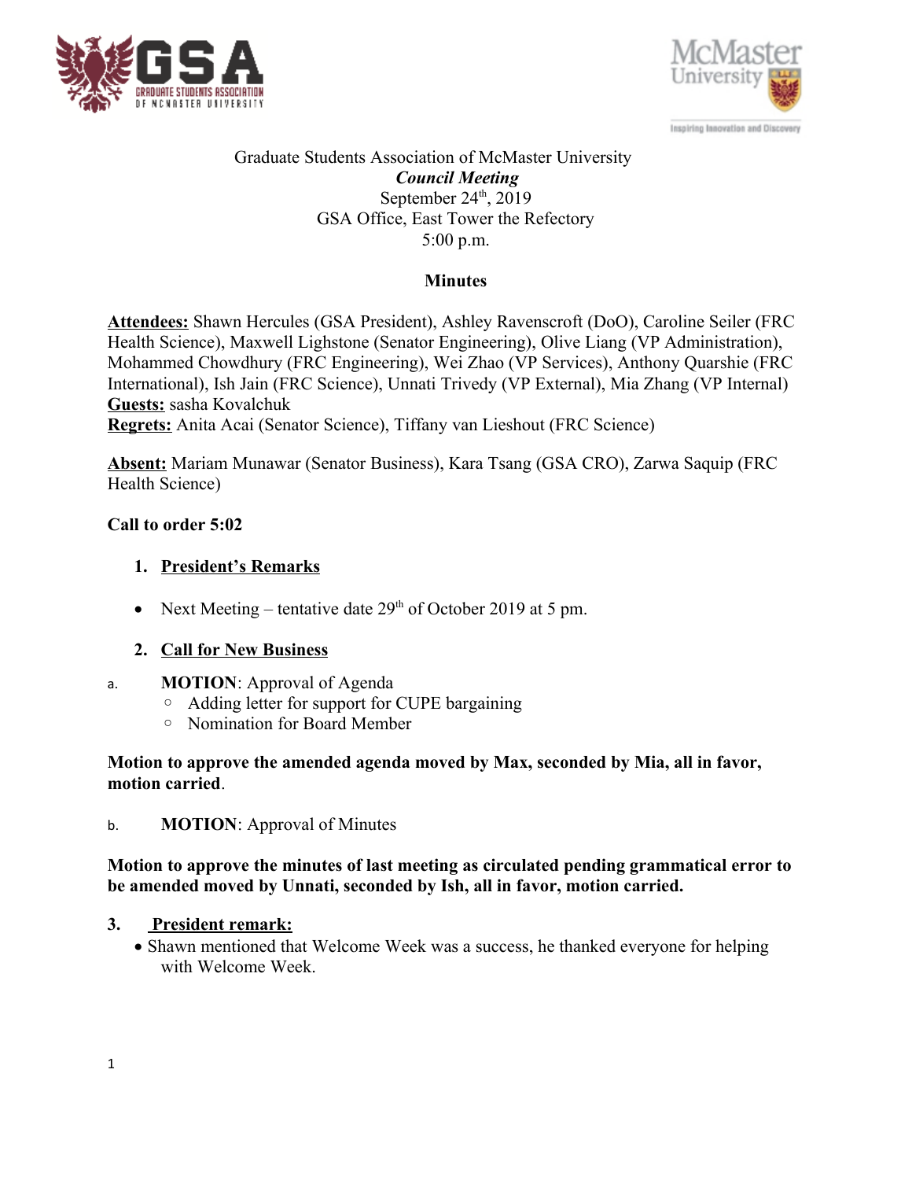Graduate Students Association of McMaster University

***Council Meeting***

September 24th, 2019

GSA Office, East Tower the Refectory

5:00 p.m.

**Minutes**

**Attendees:** Shawn Hercules (GSA President), Ashley Ravenscroft (DoO), Caroline Seiler (FRC Health Science), Maxwell Lighstone (Senator Engineering), Olive Liang (VP Administration), Mohammed Chowdhury (FRC Engineering), Wei Zhao (VP Services), Anthony Quarshie (FRC International), Ish Jain (FRC Science), Unnati Trivedy (VP External), Mia Zhang (VP Internal)
**Guests:** sasha Kovalchuk
**Regrets:** Anita Acai (Senator Science), Tiffany van Lieshout (FRC Science)

**Absent:** Mariam Munawar (Senator Business), Kara Tsang (GSA CRO), Zarwa Saquip (FRC Health Science)

**Call to order 5:02**

1. **President's Remarks**

- Next Meeting – tentative date 29th of October 2019 at 5 pm.

2. **Call for New Business**

a. **MOTION**: Approval of Agenda
   - Adding letter for support for CUPE bargaining
   - Nomination for Board Member

**Motion to approve the amended agenda moved by Max, seconded by Mia, all in favor, motion carried**.

b. **MOTION**: Approval of Minutes

**Motion to approve the minutes of last meeting as circulated pending grammatical error to be amended moved by Unnati, seconded by Ish, all in favor, motion carried.**

3. **President remark:**
   - Shawn mentioned that Welcome Week was a success, he thanked everyone for helping with Welcome Week.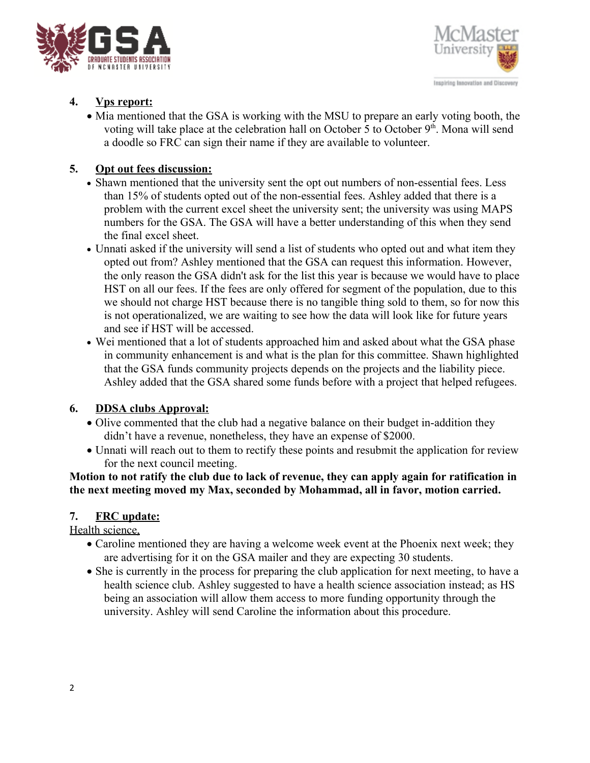4. **Vps report:**
   - Mia mentioned that the GSA is working with the MSU to prepare an early voting booth, the voting will take place at the celebration hall on October 5 to October 9th. Mona will send a doodle so FRC can sign their name if they are available to volunteer.

5. **Opt out fees discussion:**
   - Shawn mentioned that the university sent the opt out numbers of non-essential fees. Less than 15% of students opted out of the non-essential fees. Ashley added that there is a problem with the current excel sheet the university sent; the university was using MAPS numbers for the GSA. The GSA will have a better understanding of this when they send the final excel sheet.
   - Unnati asked if the university will send a list of students who opted out and what item they opted out from? Ashley mentioned that the GSA can request this information. However, the only reason the GSA didn't ask for the list this year is because we would have to place HST on all our fees. If the fees are only offered for segment of the population, due to this we should not charge HST because there is no tangible thing sold to them, so for now this is not operationalized, we are waiting to see how the data will look like for future years and see if HST will be accessed.
   - Wei mentioned that a lot of students approached him and asked about what the GSA phase in community enhancement is and what is the plan for this committee. Shawn highlighted that the GSA funds community projects depends on the projects and the liability piece. Ashley added that the GSA shared some funds before with a project that helped refugees.

6. **DDSA clubs Approval:**
   - Olive commented that the club had a negative balance on their budget in-addition they didn't have a revenue, nonetheless, they have an expense of $2000.
   - Unnati will reach out to them to rectify these points and resubmit the application for review for the next council meeting.

**Motion to not ratify the club due to lack of revenue, they can apply again for ratification in the next meeting moved my Max, seconded by Mohammad, all in favor, motion carried.**

7. **FRC update:**

Health science,

- Caroline mentioned they are having a welcome week event at the Phoenix next week; they are advertising for it on the GSA mailer and they are expecting 30 students.
- She is currently in the process for preparing the club application for next meeting, to have a health science club. Ashley suggested to have a health science association instead; as HS being an association will allow them access to more funding opportunity through the university. Ashley will send Caroline the information about this procedure.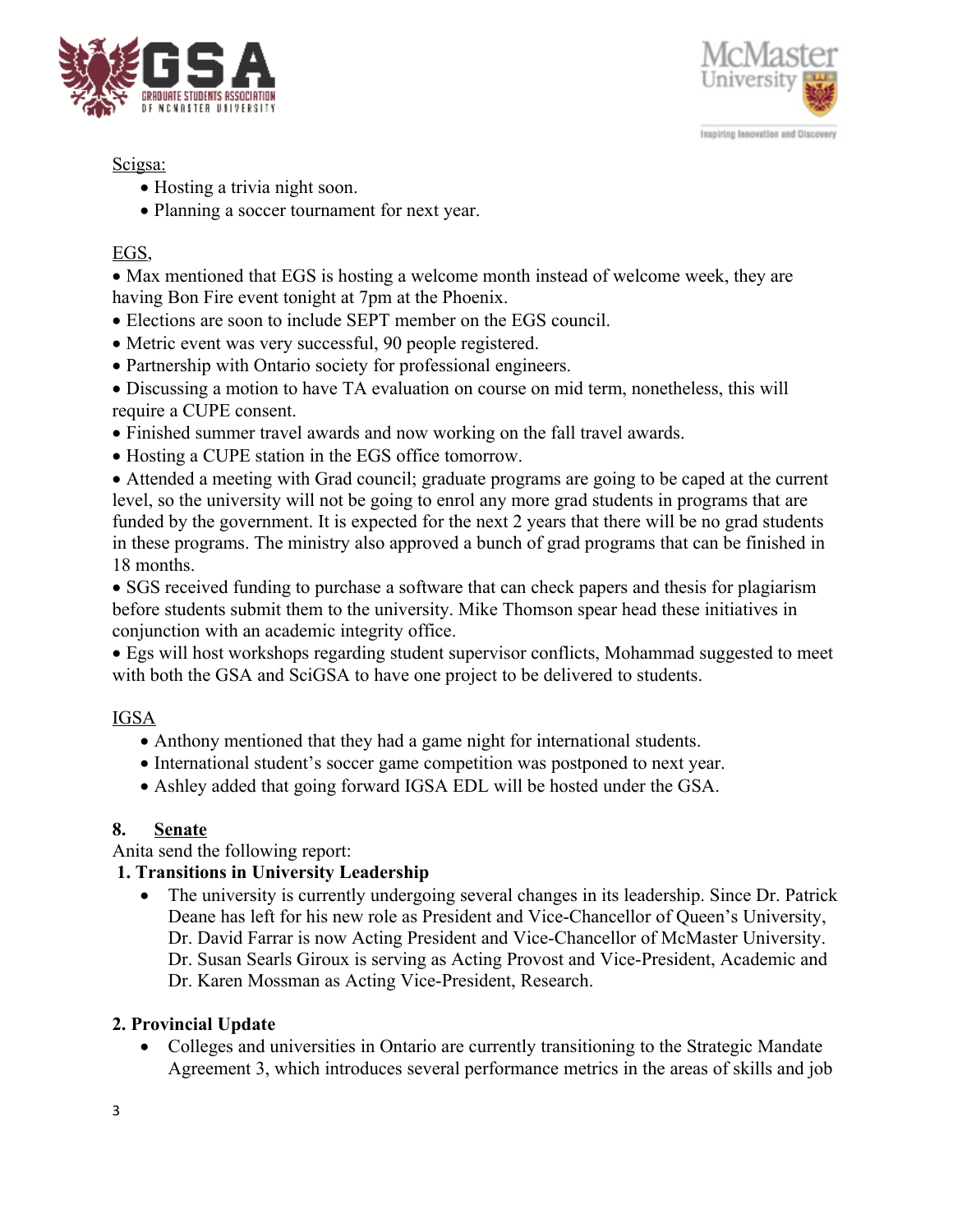Scigsa:

- Hosting a trivia night soon.
- Planning a soccer tournament for next year.

EGS,

- Max mentioned that EGS is hosting a welcome month instead of welcome week, they are having Bon Fire event tonight at 7pm at the Phoenix.
- Elections are soon to include SEPT member on the EGS council.
- Metric event was very successful, 90 people registered.
- Partnership with Ontario society for professional engineers.
- Discussing a motion to have TA evaluation on course on mid term, nonetheless, this will require a CUPE consent.
- Finished summer travel awards and now working on the fall travel awards.
- Hosting a CUPE station in the EGS office tomorrow.
- Attended a meeting with Grad council; graduate programs are going to be caped at the current level, so the university will not be going to enrol any more grad students in programs that are funded by the government. It is expected for the next 2 years that there will be no grad students in these programs. The ministry also approved a bunch of grad programs that can be finished in 18 months.
- SGS received funding to purchase a software that can check papers and thesis for plagiarism before students submit them to the university. Mike Thomson spear head these initiatives in conjunction with an academic integrity office.
- Egs will host workshops regarding student supervisor conflicts, Mohammad suggested to meet with both the GSA and SciGSA to have one project to be delivered to students.

IGSA

- Anthony mentioned that they had a game night for international students.
- International student's soccer game competition was postponed to next year.
- Ashley added that going forward IGSA EDL will be hosted under the GSA.

## 8. Senate

Anita send the following report:

**1. Transitions in University Leadership**

- The university is currently undergoing several changes in its leadership. Since Dr. Patrick Deane has left for his new role as President and Vice-Chancellor of Queen's University, Dr. David Farrar is now Acting President and Vice-Chancellor of McMaster University. Dr. Susan Searls Giroux is serving as Acting Provost and Vice-President, Academic and Dr. Karen Mossman as Acting Vice-President, Research.

**2. Provincial Update**

- Colleges and universities in Ontario are currently transitioning to the Strategic Mandate Agreement 3, which introduces several performance metrics in the areas of skills and job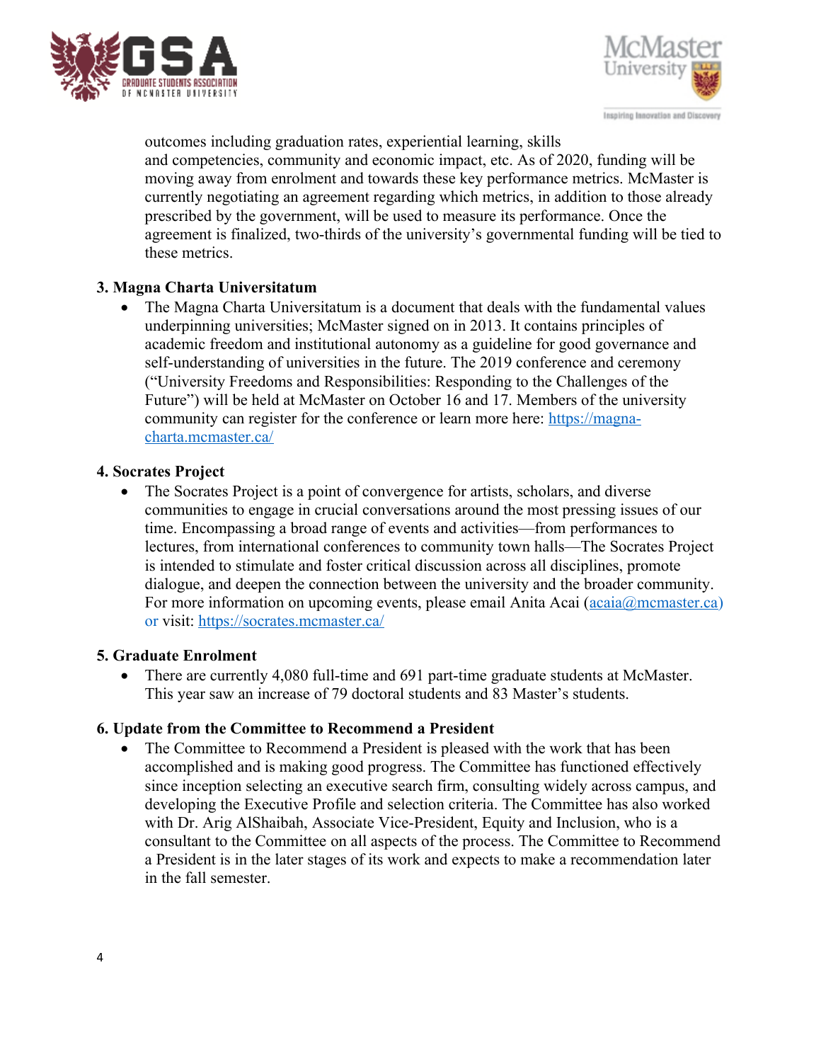outcomes including graduation rates, experiential learning, skills and competencies, community and economic impact, etc. As of 2020, funding will be moving away from enrolment and towards these key performance metrics. McMaster is currently negotiating an agreement regarding which metrics, in addition to those already prescribed by the government, will be used to measure its performance. Once the agreement is finalized, two-thirds of the university's governmental funding will be tied to these metrics.

**3. Magna Charta Universitatum**

- The Magna Charta Universitatum is a document that deals with the fundamental values underpinning universities; McMaster signed on in 2013. It contains principles of academic freedom and institutional autonomy as a guideline for good governance and self-understanding of universities in the future. The 2019 conference and ceremony ("University Freedoms and Responsibilities: Responding to the Challenges of the Future") will be held at McMaster on October 16 and 17. Members of the university community can register for the conference or learn more here: https://magna-charta.mcmaster.ca/

**4. Socrates Project**

- The Socrates Project is a point of convergence for artists, scholars, and diverse communities to engage in crucial conversations around the most pressing issues of our time. Encompassing a broad range of events and activities—from performances to lectures, from international conferences to community town halls—The Socrates Project is intended to stimulate and foster critical discussion across all disciplines, promote dialogue, and deepen the connection between the university and the broader community. For more information on upcoming events, please email Anita Acai (acaia@mcmaster.ca) or visit: https://socrates.mcmaster.ca/

**5. Graduate Enrolment**

- There are currently 4,080 full-time and 691 part-time graduate students at McMaster. This year saw an increase of 79 doctoral students and 83 Master's students.

**6. Update from the Committee to Recommend a President**

- The Committee to Recommend a President is pleased with the work that has been accomplished and is making good progress. The Committee has functioned effectively since inception selecting an executive search firm, consulting widely across campus, and developing the Executive Profile and selection criteria. The Committee has also worked with Dr. Arig AlShaibah, Associate Vice-President, Equity and Inclusion, who is a consultant to the Committee on all aspects of the process. The Committee to Recommend a President is in the later stages of its work and expects to make a recommendation later in the fall semester.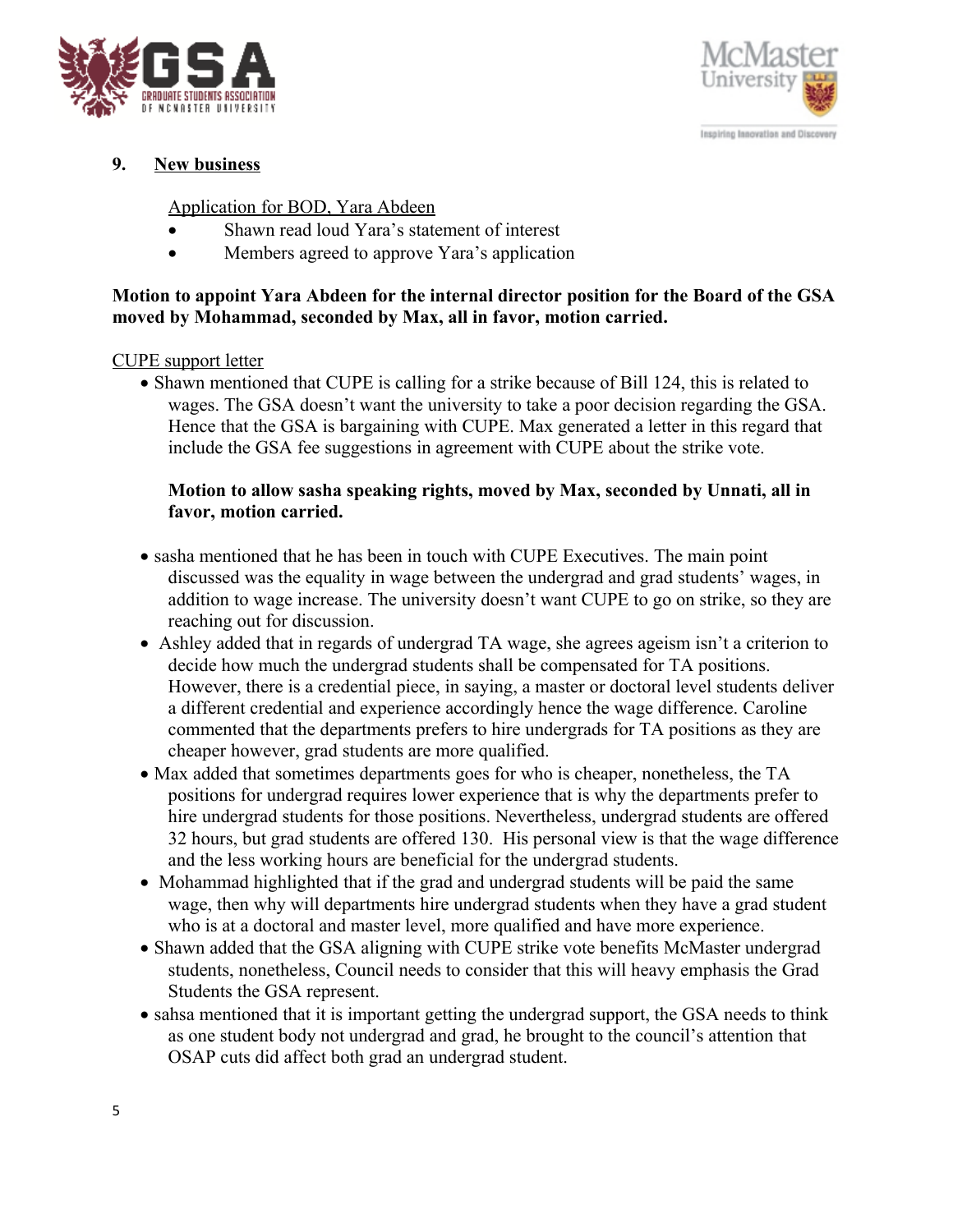## 9. New business

Application for BOD, Yara Abdeen

- Shawn read loud Yara's statement of interest
- Members agreed to approve Yara's application

**Motion to appoint Yara Abdeen for the internal director position for the Board of the GSA moved by Mohammad, seconded by Max, all in favor, motion carried.**

CUPE support letter

- Shawn mentioned that CUPE is calling for a strike because of Bill 124, this is related to wages. The GSA doesn't want the university to take a poor decision regarding the GSA. Hence that the GSA is bargaining with CUPE. Max generated a letter in this regard that include the GSA fee suggestions in agreement with CUPE about the strike vote.

  **Motion to allow sasha speaking rights, moved by Max, seconded by Unnati, all in favor, motion carried.**

- sasha mentioned that he has been in touch with CUPE Executives. The main point discussed was the equality in wage between the undergrad and grad students' wages, in addition to wage increase. The university doesn't want CUPE to go on strike, so they are reaching out for discussion.
- Ashley added that in regards of undergrad TA wage, she agrees ageism isn't a criterion to decide how much the undergrad students shall be compensated for TA positions. However, there is a credential piece, in saying, a master or doctoral level students deliver a different credential and experience accordingly hence the wage difference. Caroline commented that the departments prefers to hire undergrads for TA positions as they are cheaper however, grad students are more qualified.
- Max added that sometimes departments goes for who is cheaper, nonetheless, the TA positions for undergrad requires lower experience that is why the departments prefer to hire undergrad students for those positions. Nevertheless, undergrad students are offered 32 hours, but grad students are offered 130. His personal view is that the wage difference and the less working hours are beneficial for the undergrad students.
- Mohammad highlighted that if the grad and undergrad students will be paid the same wage, then why will departments hire undergrad students when they have a grad student who is at a doctoral and master level, more qualified and have more experience.
- Shawn added that the GSA aligning with CUPE strike vote benefits McMaster undergrad students, nonetheless, Council needs to consider that this will heavy emphasis the Grad Students the GSA represent.
- sahsa mentioned that it is important getting the undergrad support, the GSA needs to think as one student body not undergrad and grad, he brought to the council's attention that OSAP cuts did affect both grad an undergrad student.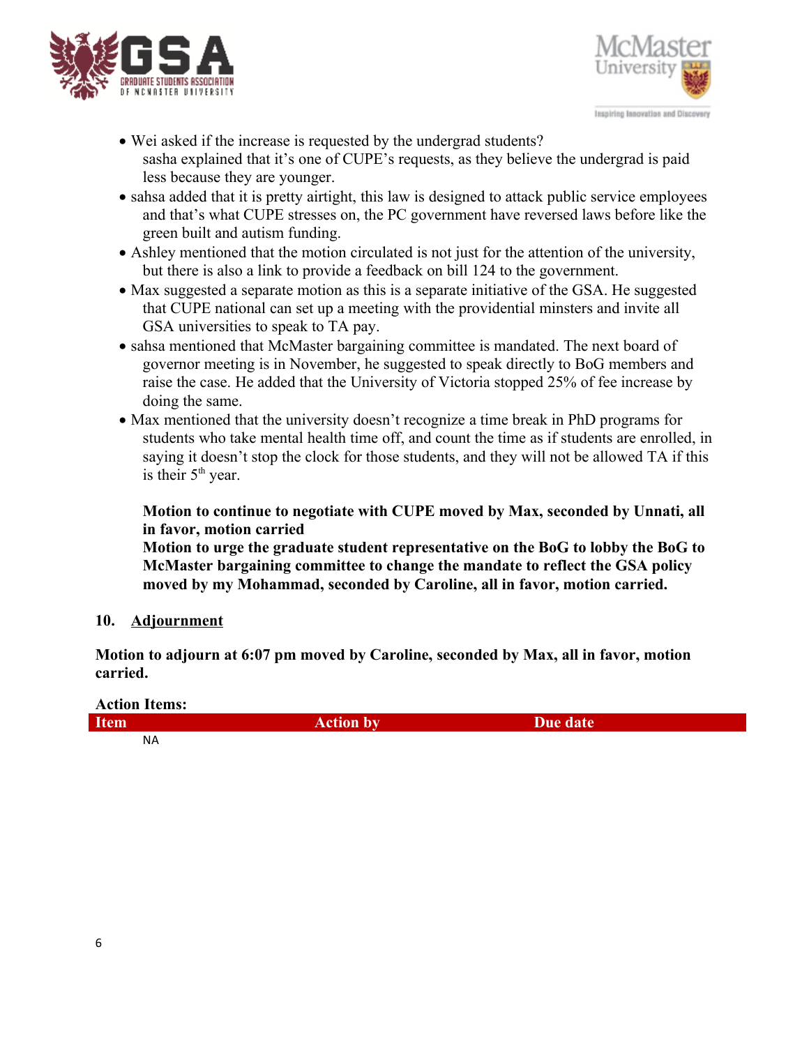- Wei asked if the increase is requested by the undergrad students?
  sasha explained that it's one of CUPE's requests, as they believe the undergrad is paid less because they are younger.
- sahsa added that it is pretty airtight, this law is designed to attack public service employees and that's what CUPE stresses on, the PC government have reversed laws before like the green built and autism funding.
- Ashley mentioned that the motion circulated is not just for the attention of the university, but there is also a link to provide a feedback on bill 124 to the government.
- Max suggested a separate motion as this is a separate initiative of the GSA. He suggested that CUPE national can set up a meeting with the providential minsters and invite all GSA universities to speak to TA pay.
- sahsa mentioned that McMaster bargaining committee is mandated. The next board of governor meeting is in November, he suggested to speak directly to BoG members and raise the case. He added that the University of Victoria stopped 25% of fee increase by doing the same.
- Max mentioned that the university doesn't recognize a time break in PhD programs for students who take mental health time off, and count the time as if students are enrolled, in saying it doesn't stop the clock for those students, and they will not be allowed TA if this is their 5th year.

  **Motion to continue to negotiate with CUPE moved by Max, seconded by Unnati, all in favor, motion carried**
  **Motion to urge the graduate student representative on the BoG to lobby the BoG to McMaster bargaining committee to change the mandate to reflect the GSA policy moved by my Mohammad, seconded by Caroline, all in favor, motion carried.**

## 10. Adjournment

**Motion to adjourn at 6:07 pm moved by Caroline, seconded by Max, all in favor, motion carried.**

**Action Items:**

| Item | Action by | Due date |
|---|---|---|
| NA | | |